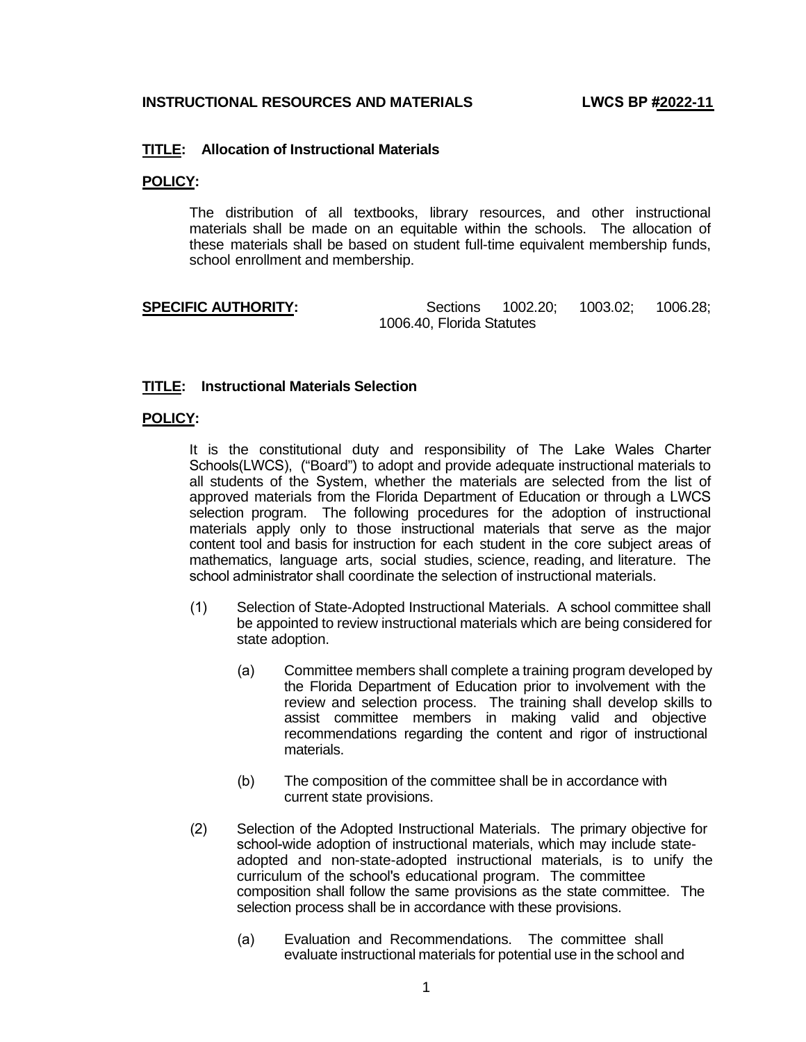**INSTRUCTIONAL RESOURCES AND MATERIALS** **LWCS BP #2022-11**

**TITLE: Allocation of Instructional Materials**

**POLICY:**

The distribution of all textbooks, library resources, and other instructional materials shall be made on an equitable within the schools. The allocation of these materials shall be based on student full-time equivalent membership funds, school enrollment and membership.

**SPECIFIC AUTHORITY:** Sections 1002.20; 1003.02; 1006.28; 1006.40, Florida Statutes

**TITLE: Instructional Materials Selection**

**POLICY:**

It is the constitutional duty and responsibility of The Lake Wales Charter Schools(LWCS), ("Board") to adopt and provide adequate instructional materials to all students of the System, whether the materials are selected from the list of approved materials from the Florida Department of Education or through a LWCS selection program. The following procedures for the adoption of instructional materials apply only to those instructional materials that serve as the major content tool and basis for instruction for each student in the core subject areas of mathematics, language arts, social studies, science, reading, and literature. The school administrator shall coordinate the selection of instructional materials.

(1) Selection of State-Adopted Instructional Materials. A school committee shall be appointed to review instructional materials which are being considered for state adoption.

   (a) Committee members shall complete a training program developed by the Florida Department of Education prior to involvement with the review and selection process. The training shall develop skills to assist committee members in making valid and objective recommendations regarding the content and rigor of instructional materials.

   (b) The composition of the committee shall be in accordance with current state provisions.

(2) Selection of the Adopted Instructional Materials. The primary objective for school-wide adoption of instructional materials, which may include state-adopted and non-state-adopted instructional materials, is to unify the curriculum of the school's educational program. The committee composition shall follow the same provisions as the state committee. The selection process shall be in accordance with these provisions.

   (a) Evaluation and Recommendations. The committee shall evaluate instructional materials for potential use in the school and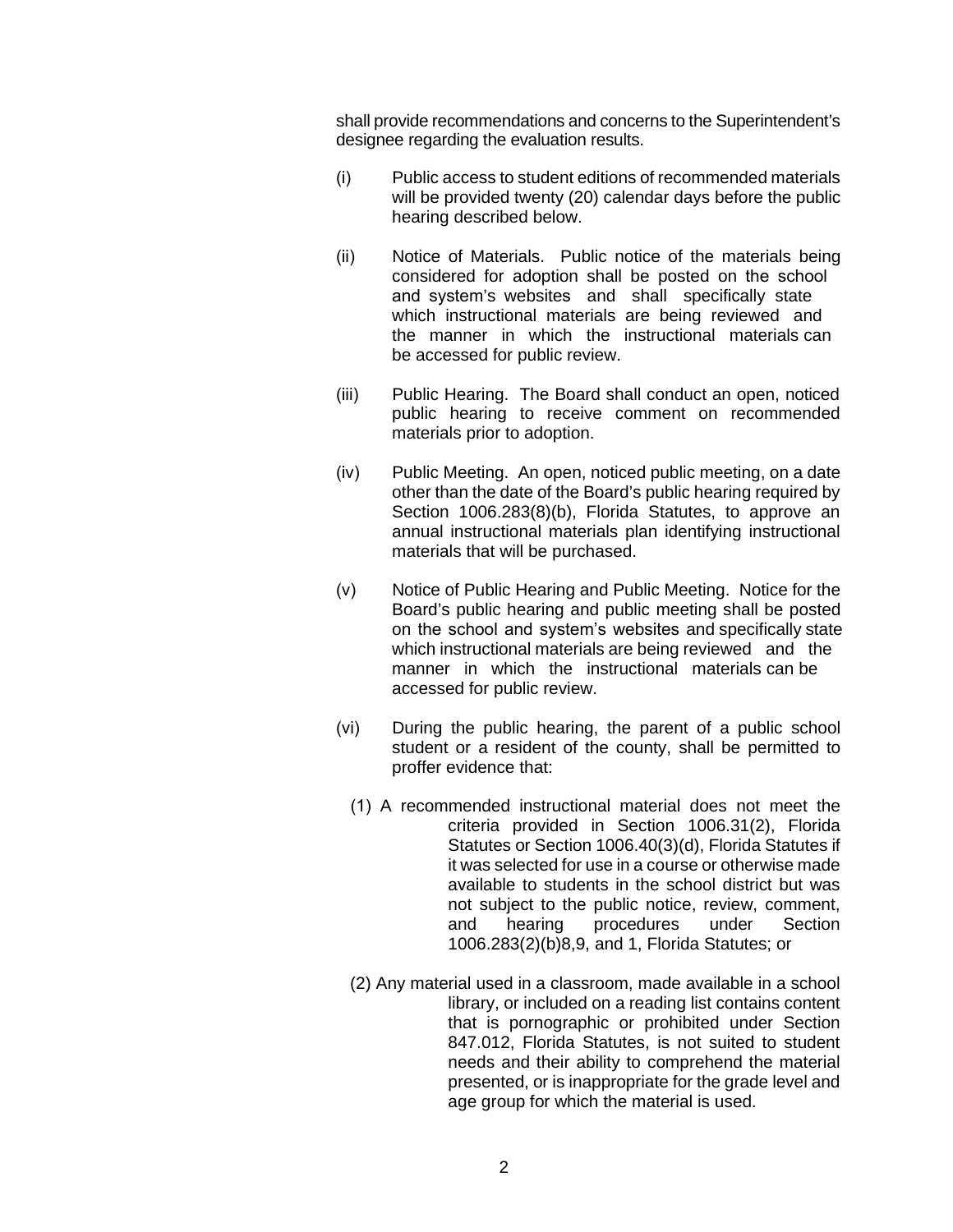shall provide recommendations and concerns to the Superintendent's designee regarding the evaluation results.

(i) Public access to student editions of recommended materials will be provided twenty (20) calendar days before the public hearing described below.

(ii) Notice of Materials. Public notice of the materials being considered for adoption shall be posted on the school and system's websites and shall specifically state which instructional materials are being reviewed and the manner in which the instructional materials can be accessed for public review.

(iii) Public Hearing. The Board shall conduct an open, noticed public hearing to receive comment on recommended materials prior to adoption.

(iv) Public Meeting. An open, noticed public meeting, on a date other than the date of the Board's public hearing required by Section 1006.283(8)(b), Florida Statutes, to approve an annual instructional materials plan identifying instructional materials that will be purchased.

(v) Notice of Public Hearing and Public Meeting. Notice for the Board's public hearing and public meeting shall be posted on the school and system's websites and specifically state which instructional materials are being reviewed and the manner in which the instructional materials can be accessed for public review.

(vi) During the public hearing, the parent of a public school student or a resident of the county, shall be permitted to proffer evidence that:

(1) A recommended instructional material does not meet the criteria provided in Section 1006.31(2), Florida Statutes or Section 1006.40(3)(d), Florida Statutes if it was selected for use in a course or otherwise made available to students in the school district but was not subject to the public notice, review, comment, and hearing procedures under Section 1006.283(2)(b)8,9, and 1, Florida Statutes; or

(2) Any material used in a classroom, made available in a school library, or included on a reading list contains content that is pornographic or prohibited under Section 847.012, Florida Statutes, is not suited to student needs and their ability to comprehend the material presented, or is inappropriate for the grade level and age group for which the material is used.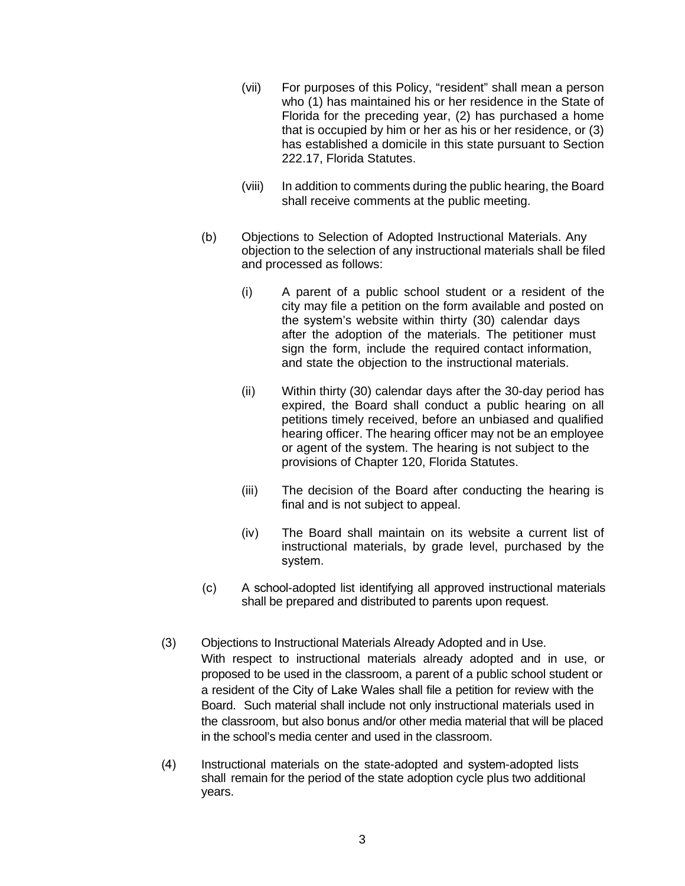(vii) For purposes of this Policy, “resident” shall mean a person who (1) has maintained his or her residence in the State of Florida for the preceding year, (2) has purchased a home that is occupied by him or her as his or her residence, or (3) has established a domicile in this state pursuant to Section 222.17, Florida Statutes.

(viii) In addition to comments during the public hearing, the Board shall receive comments at the public meeting.

(b) Objections to Selection of Adopted Instructional Materials. Any objection to the selection of any instructional materials shall be filed and processed as follows:

(i) A parent of a public school student or a resident of the city may file a petition on the form available and posted on the system’s website within thirty (30) calendar days after the adoption of the materials. The petitioner must sign the form, include the required contact information, and state the objection to the instructional materials.

(ii) Within thirty (30) calendar days after the 30-day period has expired, the Board shall conduct a public hearing on all petitions timely received, before an unbiased and qualified hearing officer. The hearing officer may not be an employee or agent of the system. The hearing is not subject to the provisions of Chapter 120, Florida Statutes.

(iii) The decision of the Board after conducting the hearing is final and is not subject to appeal.

(iv) The Board shall maintain on its website a current list of instructional materials, by grade level, purchased by the system.

(c) A school-adopted list identifying all approved instructional materials shall be prepared and distributed to parents upon request.

(3) Objections to Instructional Materials Already Adopted and in Use.
With respect to instructional materials already adopted and in use, or proposed to be used in the classroom, a parent of a public school student or a resident of the City of Lake Wales shall file a petition for review with the Board. Such material shall include not only instructional materials used in the classroom, but also bonus and/or other media material that will be placed in the school’s media center and used in the classroom.

(4) Instructional materials on the state-adopted and system-adopted lists shall remain for the period of the state adoption cycle plus two additional years.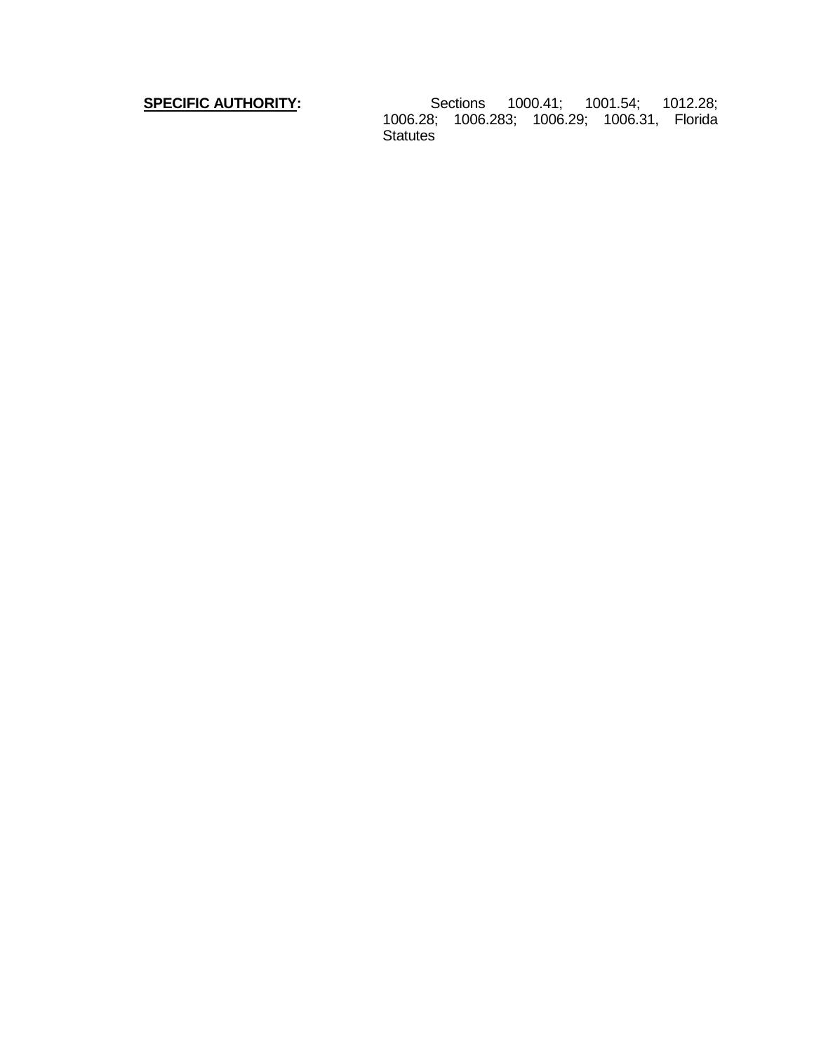**SPECIFIC AUTHORITY:** Sections 1000.41; 1001.54; 1012.28; 1006.28; 1006.283; 1006.29; 1006.31, Florida Statutes